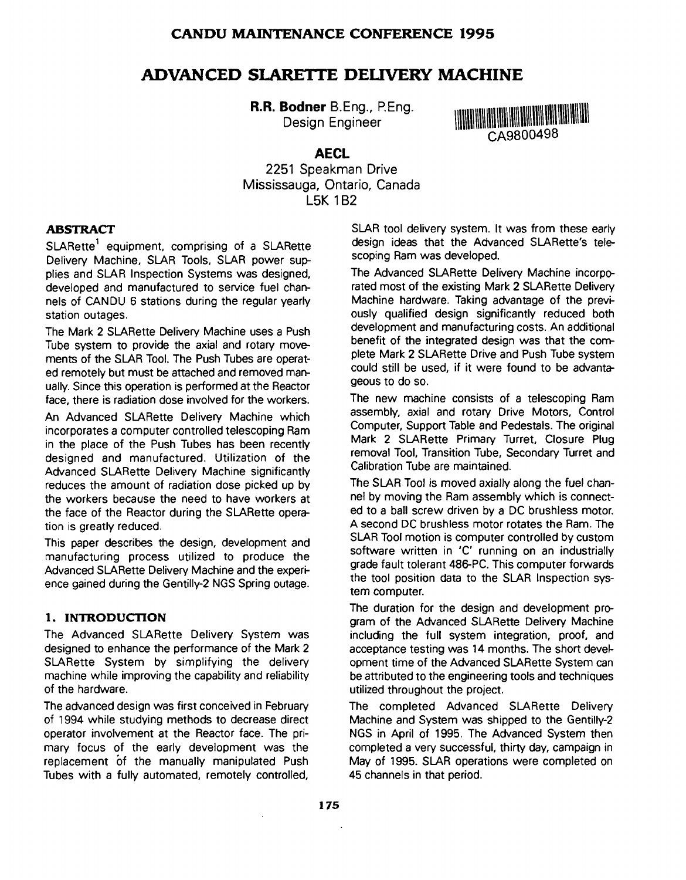CANDU MAINTENANCE CONFERENCE 1995

# ADVANCED SLARETTE DELIVERY MACHINE

**R.R. Bodner** B.Eng., P.Eng.
Design Engineer

CA9800498

**AECL**
2251 Speakman Drive
Mississauga, Ontario, Canada
L5K 1B2

## ABSTRACT

SLARette[1] equipment, comprising of a SLARette Delivery Machine, SLAR Tools, SLAR power supplies and SLAR Inspection Systems was designed, developed and manufactured to service fuel channels of CANDU 6 stations during the regular yearly station outages.

The Mark 2 SLARette Delivery Machine uses a Push Tube system to provide the axial and rotary movements of the SLAR Tool. The Push Tubes are operated remotely but must be attached and removed manually. Since this operation is performed at the Reactor face, there is radiation dose involved for the workers.

An Advanced SLARette Delivery Machine which incorporates a computer controlled telescoping Ram in the place of the Push Tubes has been recently designed and manufactured. Utilization of the Advanced SLARette Delivery Machine significantly reduces the amount of radiation dose picked up by the workers because the need to have workers at the face of the Reactor during the SLARette operation is greatly reduced.

This paper describes the design, development and manufacturing process utilized to produce the Advanced SLARette Delivery Machine and the experience gained during the Gentilly-2 NGS Spring outage.

## 1. INTRODUCTION

The Advanced SLARette Delivery System was designed to enhance the performance of the Mark 2 SLARette System by simplifying the delivery machine while improving the capability and reliability of the hardware.

The advanced design was first conceived in February of 1994 while studying methods to decrease direct operator involvement at the Reactor face. The primary focus of the early development was the replacement of the manually manipulated Push Tubes with a fully automated, remotely controlled, SLAR tool delivery system. It was from these early design ideas that the Advanced SLARette's telescoping Ram was developed.

The Advanced SLARette Delivery Machine incorporated most of the existing Mark 2 SLARette Delivery Machine hardware. Taking advantage of the previously qualified design significantly reduced both development and manufacturing costs. An additional benefit of the integrated design was that the complete Mark 2 SLARette Drive and Push Tube system could still be used, if it were found to be advantageous to do so.

The new machine consists of a telescoping Ram assembly, axial and rotary Drive Motors, Control Computer, Support Table and Pedestals. The original Mark 2 SLARette Primary Turret, Closure Plug removal Tool, Transition Tube, Secondary Turret and Calibration Tube are maintained.

The SLAR Tool is moved axially along the fuel channel by moving the Ram assembly which is connected to a ball screw driven by a DC brushless motor. A second DC brushless motor rotates the Ram. The SLAR Tool motion is computer controlled by custom software written in 'C' running on an industrially grade fault tolerant 486-PC. This computer forwards the tool position data to the SLAR Inspection system computer.

The duration for the design and development program of the Advanced SLARette Delivery Machine including the full system integration, proof, and acceptance testing was 14 months. The short development time of the Advanced SLARette System can be attributed to the engineering tools and techniques utilized throughout the project.

The completed Advanced SLARette Delivery Machine and System was shipped to the Gentilly-2 NGS in April of 1995. The Advanced System then completed a very successful, thirty day, campaign in May of 1995. SLAR operations were completed on 45 channels in that period.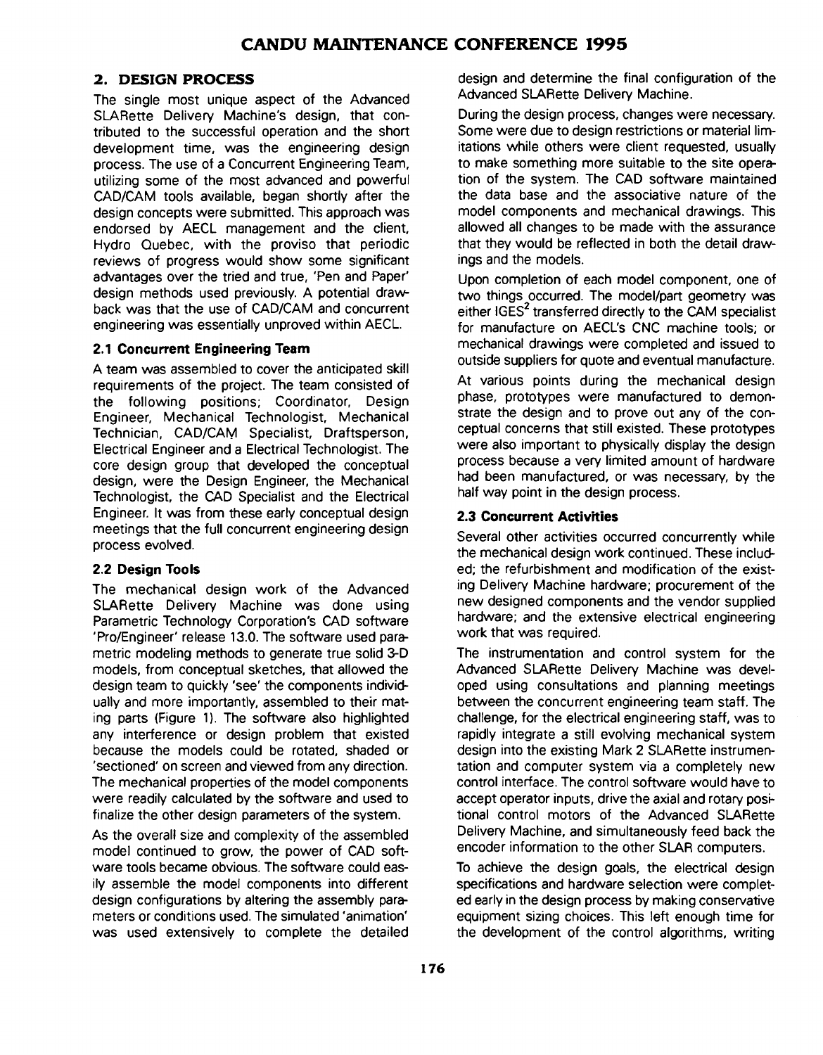## 2. DESIGN PROCESS

The single most unique aspect of the Advanced SLARette Delivery Machine's design, that contributed to the successful operation and the short development time, was the engineering design process. The use of a Concurrent Engineering Team, utilizing some of the most advanced and powerful CAD/CAM tools available, began shortly after the design concepts were submitted. This approach was endorsed by AECL management and the client, Hydro Quebec, with the proviso that periodic reviews of progress would show some significant advantages over the tried and true, 'Pen and Paper' design methods used previously. A potential drawback was that the use of CAD/CAM and concurrent engineering was essentially unproved within AECL.

### 2.1 Concurrent Engineering Team

A team was assembled to cover the anticipated skill requirements of the project. The team consisted of the following positions; Coordinator, Design Engineer, Mechanical Technologist, Mechanical Technician, CAD/CAM Specialist, Draftsperson, Electrical Engineer and a Electrical Technologist. The core design group that developed the conceptual design, were the Design Engineer, the Mechanical Technologist, the CAD Specialist and the Electrical Engineer. It was from these early conceptual design meetings that the full concurrent engineering design process evolved.

### 2.2 Design Tools

The mechanical design work of the Advanced SLARette Delivery Machine was done using Parametric Technology Corporation's CAD software 'Pro/Engineer' release 13.0. The software used parametric modeling methods to generate true solid 3-D models, from conceptual sketches, that allowed the design team to quickly 'see' the components individually and more importantly, assembled to their mating parts (Figure 1). The software also highlighted any interference or design problem that existed because the models could be rotated, shaded or 'sectioned' on screen and viewed from any direction. The mechanical properties of the model components were readily calculated by the software and used to finalize the other design parameters of the system.

As the overall size and complexity of the assembled model continued to grow, the power of CAD software tools became obvious. The software could easily assemble the model components into different design configurations by altering the assembly parameters or conditions used. The simulated 'animation' was used extensively to complete the detailed design and determine the final configuration of the Advanced SLARette Delivery Machine.

During the design process, changes were necessary. Some were due to design restrictions or material limitations while others were client requested, usually to make something more suitable to the site operation of the system. The CAD software maintained the data base and the associative nature of the model components and mechanical drawings. This allowed all changes to be made with the assurance that they would be reflected in both the detail drawings and the models.

Upon completion of each model component, one of two things occurred. The model/part geometry was either IGES[2] transferred directly to the CAM specialist for manufacture on AECL's CNC machine tools; or mechanical drawings were completed and issued to outside suppliers for quote and eventual manufacture.

At various points during the mechanical design phase, prototypes were manufactured to demonstrate the design and to prove out any of the conceptual concerns that still existed. These prototypes were also important to physically display the design process because a very limited amount of hardware had been manufactured, or was necessary, by the half way point in the design process.

### 2.3 Concurrent Activities

Several other activities occurred concurrently while the mechanical design work continued. These included; the refurbishment and modification of the existing Delivery Machine hardware; procurement of the new designed components and the vendor supplied hardware; and the extensive electrical engineering work that was required.

The instrumentation and control system for the Advanced SLARette Delivery Machine was developed using consultations and planning meetings between the concurrent engineering team staff. The challenge, for the electrical engineering staff, was to rapidly integrate a still evolving mechanical system design into the existing Mark 2 SLARette instrumentation and computer system via a completely new control interface. The control software would have to accept operator inputs, drive the axial and rotary positional control motors of the Advanced SLARette Delivery Machine, and simultaneously feed back the encoder information to the other SLAR computers.

To achieve the design goals, the electrical design specifications and hardware selection were completed early in the design process by making conservative equipment sizing choices. This left enough time for the development of the control algorithms, writing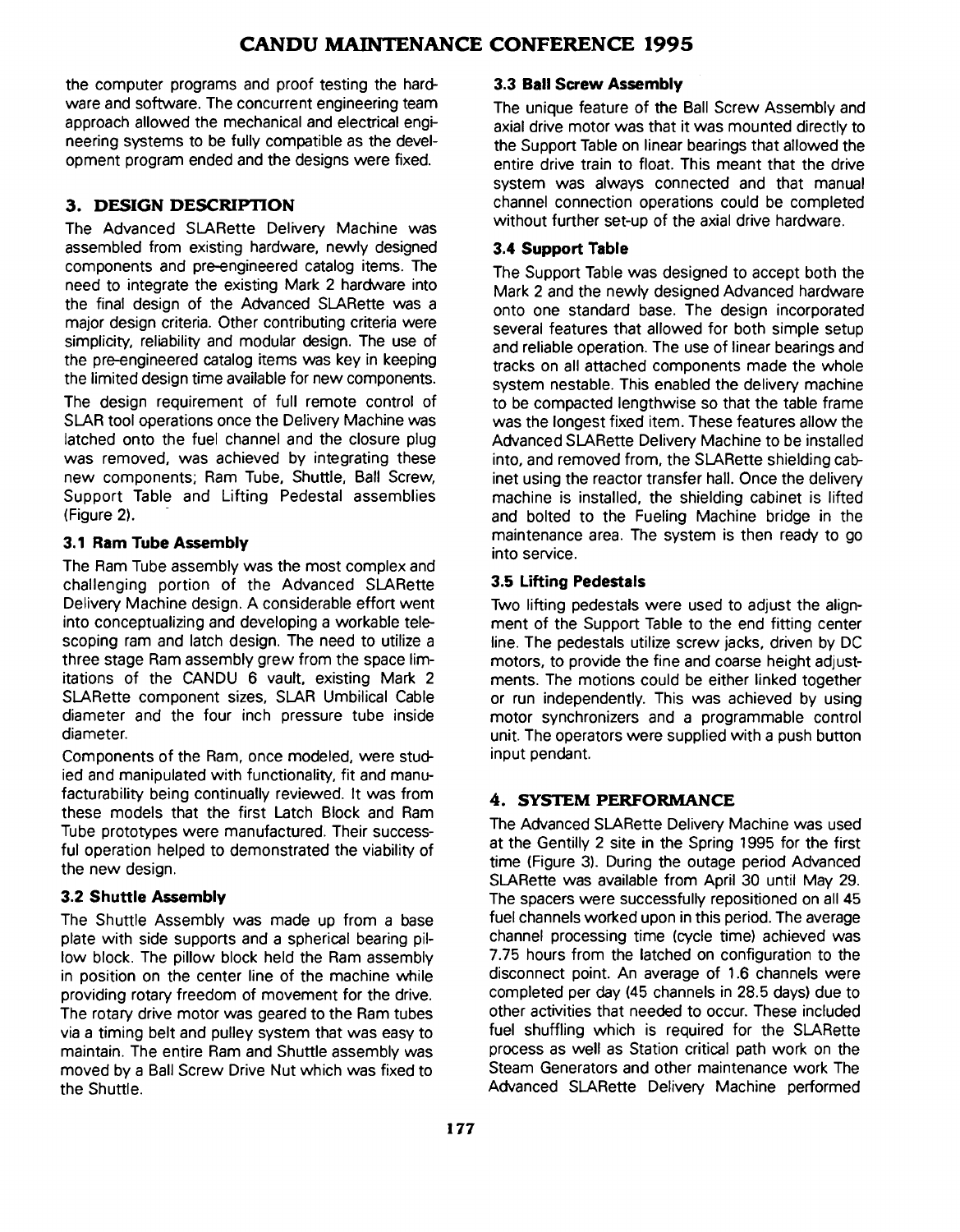the computer programs and proof testing the hardware and software. The concurrent engineering team approach allowed the mechanical and electrical engineering systems to be fully compatible as the development program ended and the designs were fixed.

## 3. DESIGN DESCRIPTION

The Advanced SLARette Delivery Machine was assembled from existing hardware, newly designed components and pre-engineered catalog items. The need to integrate the existing Mark 2 hardware into the final design of the Advanced SLARette was a major design criteria. Other contributing criteria were simplicity, reliability and modular design. The use of the pre-engineered catalog items was key in keeping the limited design time available for new components.

The design requirement of full remote control of SLAR tool operations once the Delivery Machine was latched onto the fuel channel and the closure plug was removed, was achieved by integrating these new components; Ram Tube, Shuttle, Ball Screw, Support Table and Lifting Pedestal assemblies (Figure 2).

### 3.1 Ram Tube Assembly

The Ram Tube assembly was the most complex and challenging portion of the Advanced SLARette Delivery Machine design. A considerable effort went into conceptualizing and developing a workable telescoping ram and latch design. The need to utilize a three stage Ram assembly grew from the space limitations of the CANDU 6 vault, existing Mark 2 SLARette component sizes, SLAR Umbilical Cable diameter and the four inch pressure tube inside diameter.

Components of the Ram, once modeled, were studied and manipulated with functionality, fit and manufacturability being continually reviewed. It was from these models that the first Latch Block and Ram Tube prototypes were manufactured. Their successful operation helped to demonstrated the viability of the new design.

### 3.2 Shuttle Assembly

The Shuttle Assembly was made up from a base plate with side supports and a spherical bearing pillow block. The pillow block held the Ram assembly in position on the center line of the machine while providing rotary freedom of movement for the drive. The rotary drive motor was geared to the Ram tubes via a timing belt and pulley system that was easy to maintain. The entire Ram and Shuttle assembly was moved by a Ball Screw Drive Nut which was fixed to the Shuttle.

### 3.3 Ball Screw Assembly

The unique feature of the Ball Screw Assembly and axial drive motor was that it was mounted directly to the Support Table on linear bearings that allowed the entire drive train to float. This meant that the drive system was always connected and that manual channel connection operations could be completed without further set-up of the axial drive hardware.

### 3.4 Support Table

The Support Table was designed to accept both the Mark 2 and the newly designed Advanced hardware onto one standard base. The design incorporated several features that allowed for both simple setup and reliable operation. The use of linear bearings and tracks on all attached components made the whole system nestable. This enabled the delivery machine to be compacted lengthwise so that the table frame was the longest fixed item. These features allow the Advanced SLARette Delivery Machine to be installed into, and removed from, the SLARette shielding cabinet using the reactor transfer hall. Once the delivery machine is installed, the shielding cabinet is lifted and bolted to the Fueling Machine bridge in the maintenance area. The system is then ready to go into service.

### 3.5 Lifting Pedestals

Two lifting pedestals were used to adjust the alignment of the Support Table to the end fitting center line. The pedestals utilize screw jacks, driven by DC motors, to provide the fine and coarse height adjustments. The motions could be either linked together or run independently. This was achieved by using motor synchronizers and a programmable control unit. The operators were supplied with a push button input pendant.

## 4. SYSTEM PERFORMANCE

The Advanced SLARette Delivery Machine was used at the Gentilly 2 site in the Spring 1995 for the first time (Figure 3). During the outage period Advanced SLARette was available from April 30 until May 29. The spacers were successfully repositioned on all 45 fuel channels worked upon in this period. The average channel processing time (cycle time) achieved was 7.75 hours from the latched on configuration to the disconnect point. An average of 1.6 channels were completed per day (45 channels in 28.5 days) due to other activities that needed to occur. These included fuel shuffling which is required for the SLARette process as well as Station critical path work on the Steam Generators and other maintenance work The Advanced SLARette Delivery Machine performed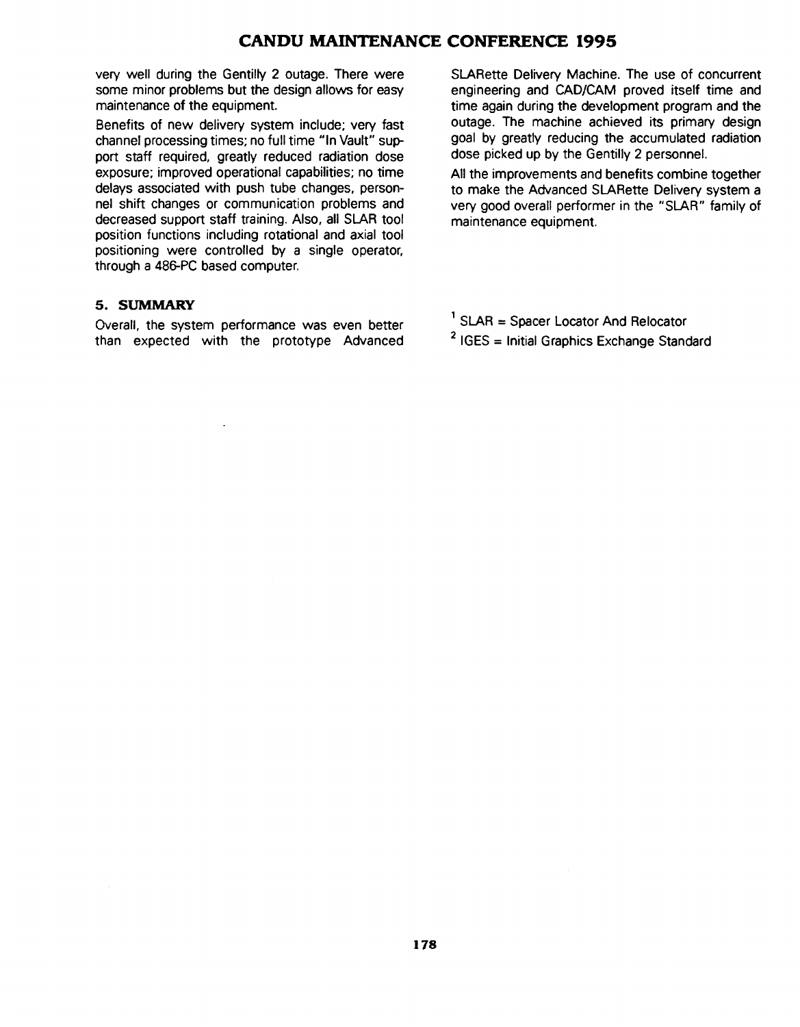very well during the Gentilly 2 outage. There were some minor problems but the design allows for easy maintenance of the equipment.

Benefits of new delivery system include; very fast channel processing times; no full time "In Vault" support staff required, greatly reduced radiation dose exposure; improved operational capabilities; no time delays associated with push tube changes, personnel shift changes or communication problems and decreased support staff training. Also, all SLAR tool position functions including rotational and axial tool positioning were controlled by a single operator, through a 486-PC based computer.

## 5. SUMMARY

Overall, the system performance was even better than expected with the prototype Advanced SLARette Delivery Machine. The use of concurrent engineering and CAD/CAM proved itself time and time again during the development program and the outage. The machine achieved its primary design goal by greatly reducing the accumulated radiation dose picked up by the Gentilly 2 personnel.

All the improvements and benefits combine together to make the Advanced SLARette Delivery system a very good overall performer in the "SLAR" family of maintenance equipment.

[1] SLAR = Spacer Locator And Relocator

[2] IGES = Initial Graphics Exchange Standard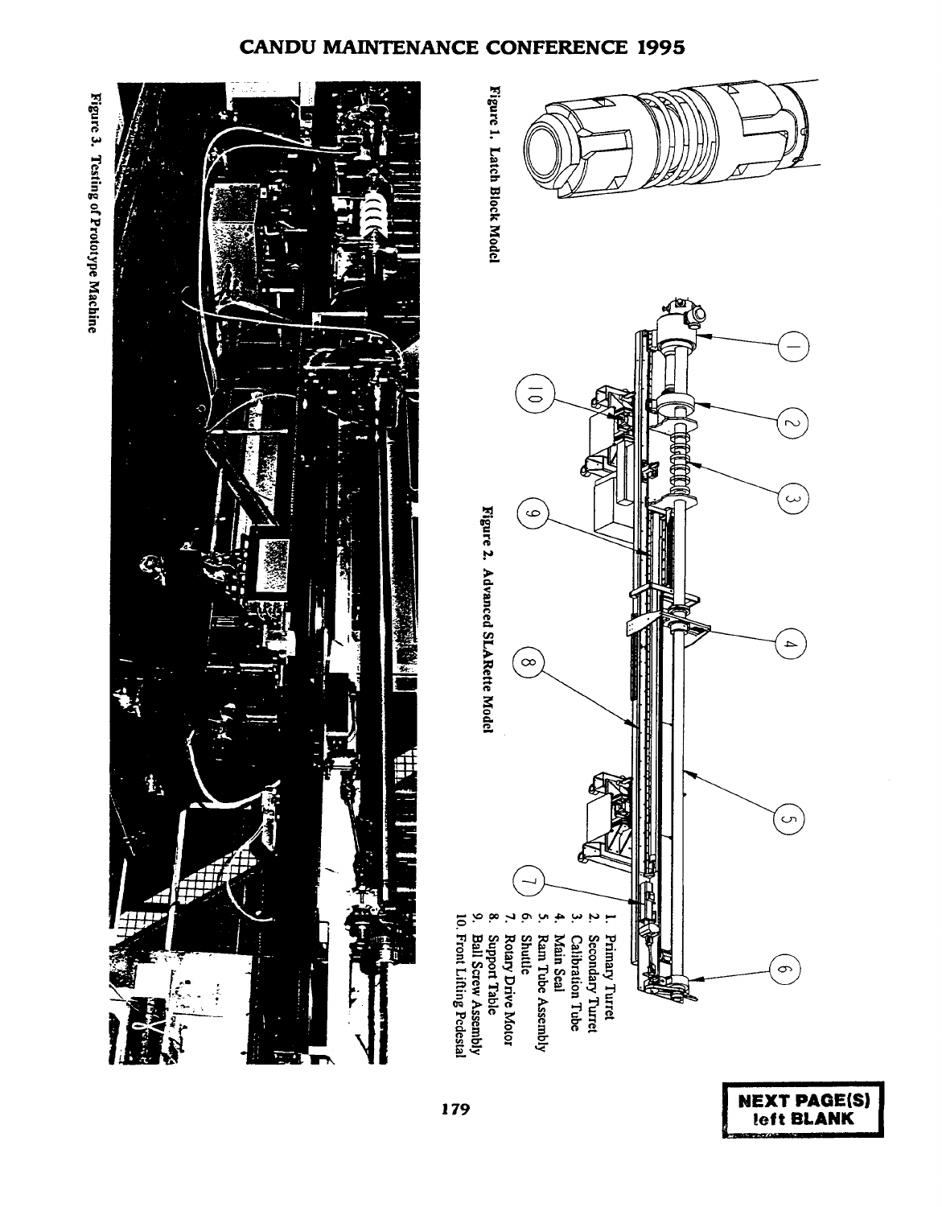Figure 1. Latch Block Model

1. Primary Turret
2. Secondary Turret
3. Calibration Tube
4. Main Seal
5. Ram Tube Assembly
6. Shuttle
7. Rotary Drive Motor
8. Support Table
9. Ball Screw Assembly
10. Front Lifting Pedestal

Figure 2. Advanced SLARette Model

Figure 3. Testing of Prototype Machine

NEXT PAGE(S) left BLANK